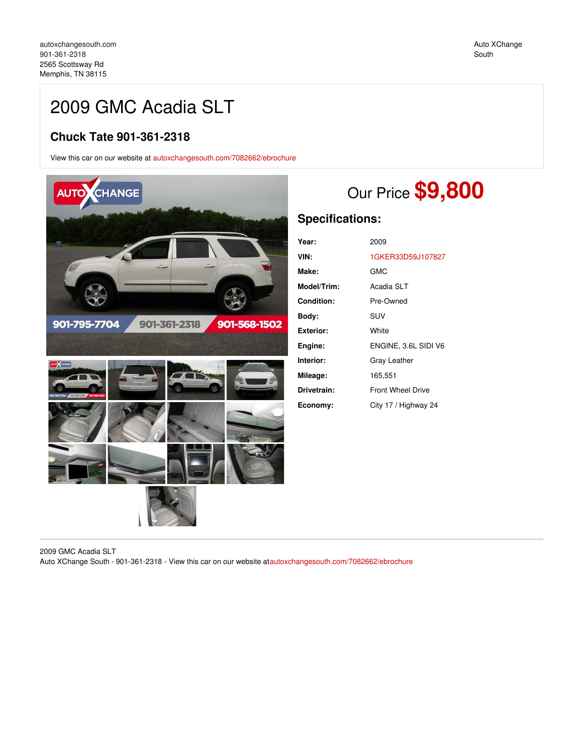autoxchangesouth.com
901-361-2318
2565 Scottsway Rd
Memphis, TN 38115

Auto XChange South

# 2009 GMC Acadia SLT

## Chuck Tate 901-361-2318

View this car on our website at autoxchangesouth.com/7082662/ebrochure

Our Price **$9,800**

### Specifications:

| | |
|---|---|
| **Year:** | 2009 |
| **VIN:** | 1GKER33D59J107827 |
| **Make:** | GMC |
| **Model/Trim:** | Acadia SLT |
| **Condition:** | Pre-Owned |
| **Body:** | SUV |
| **Exterior:** | White |
| **Engine:** | ENGINE, 3.6L SIDI V6 |
| **Interior:** | Gray Leather |
| **Mileage:** | 165,551 |
| **Drivetrain:** | Front Wheel Drive |
| **Economy:** | City 17 / Highway 24 |

2009 GMC Acadia SLT
Auto XChange South - 901-361-2318 - View this car on our website atautoxchangesouth.com/7082662/ebrochure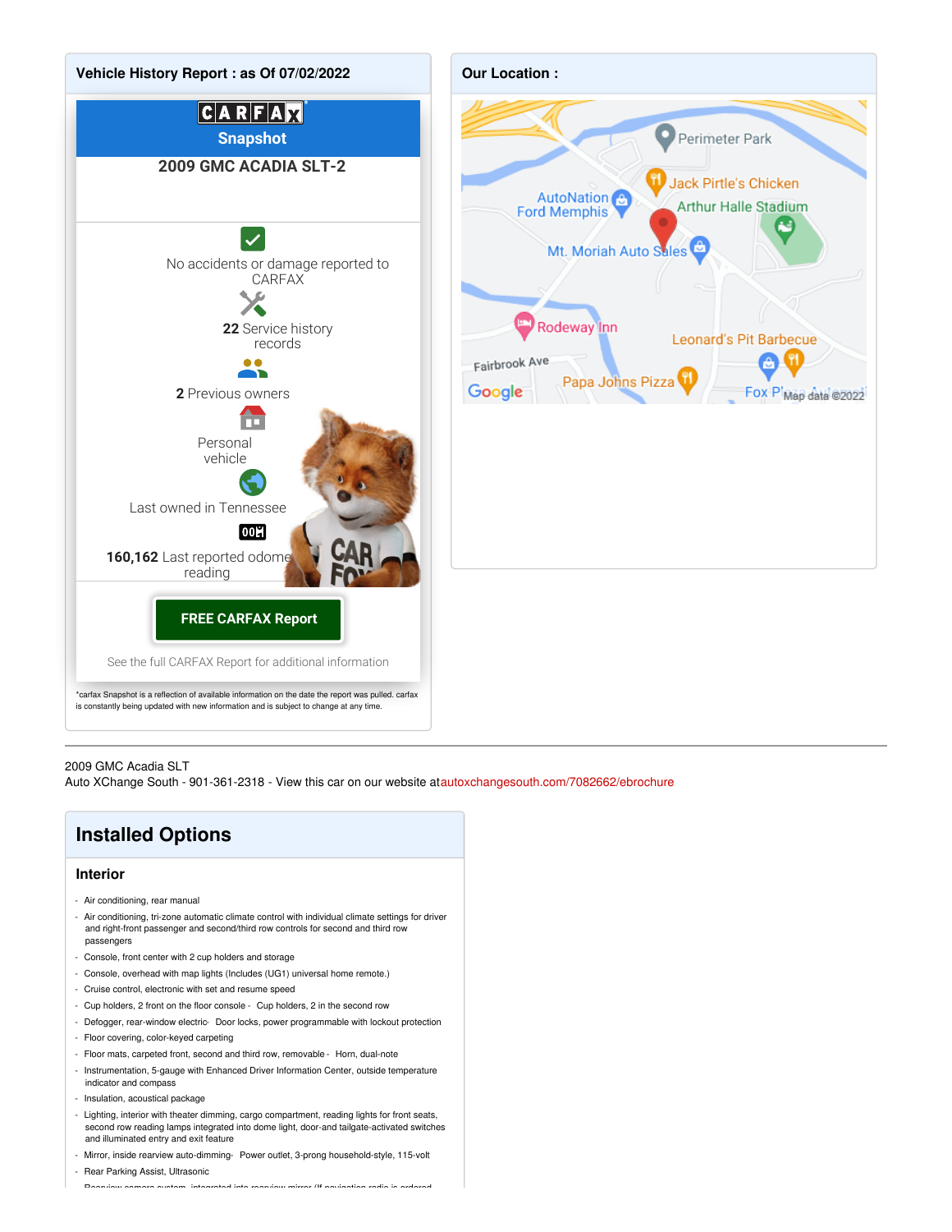## Vehicle History Report : as Of 07/02/2022

CARFAX Snapshot

**2009 GMC ACADIA SLT-2**

No accidents or damage reported to CARFAX

**22** Service history records

**2** Previous owners

Personal vehicle

Last owned in Tennessee

**160,162** Last reported odometer reading

**FREE CARFAX Report**

See the full CARFAX Report for additional information

*carfax Snapshot is a reflection of available information on the date the report was pulled. carfax is constantly being updated with new information and is subject to change at any time.

## Our Location :

2009 GMC Acadia SLT
Auto XChange South - 901-361-2318 - View this car on our website at autoxchangesouth.com/7082662/ebrochure

# Installed Options

### Interior

- Air conditioning, rear manual
- Air conditioning, tri-zone automatic climate control with individual climate settings for driver and right-front passenger and second/third row controls for second and third row passengers
- Console, front center with 2 cup holders and storage
- Console, overhead with map lights (Includes (UG1) universal home remote.)
- Cruise control, electronic with set and resume speed
- Cup holders, 2 front on the floor console - Cup holders, 2 in the second row
- Defogger, rear-window electric - Door locks, power programmable with lockout protection
- Floor covering, color-keyed carpeting
- Floor mats, carpeted front, second and third row, removable - Horn, dual-note
- Instrumentation, 5-gauge with Enhanced Driver Information Center, outside temperature indicator and compass
- Insulation, acoustical package
- Lighting, interior with theater dimming, cargo compartment, reading lights for front seats, second row reading lamps integrated into dome light, door-and tailgate-activated switches and illuminated entry and exit feature
- Mirror, inside rearview auto-dimming - Power outlet, 3-prong household-style, 115-volt
- Rear Parking Assist, Ultrasonic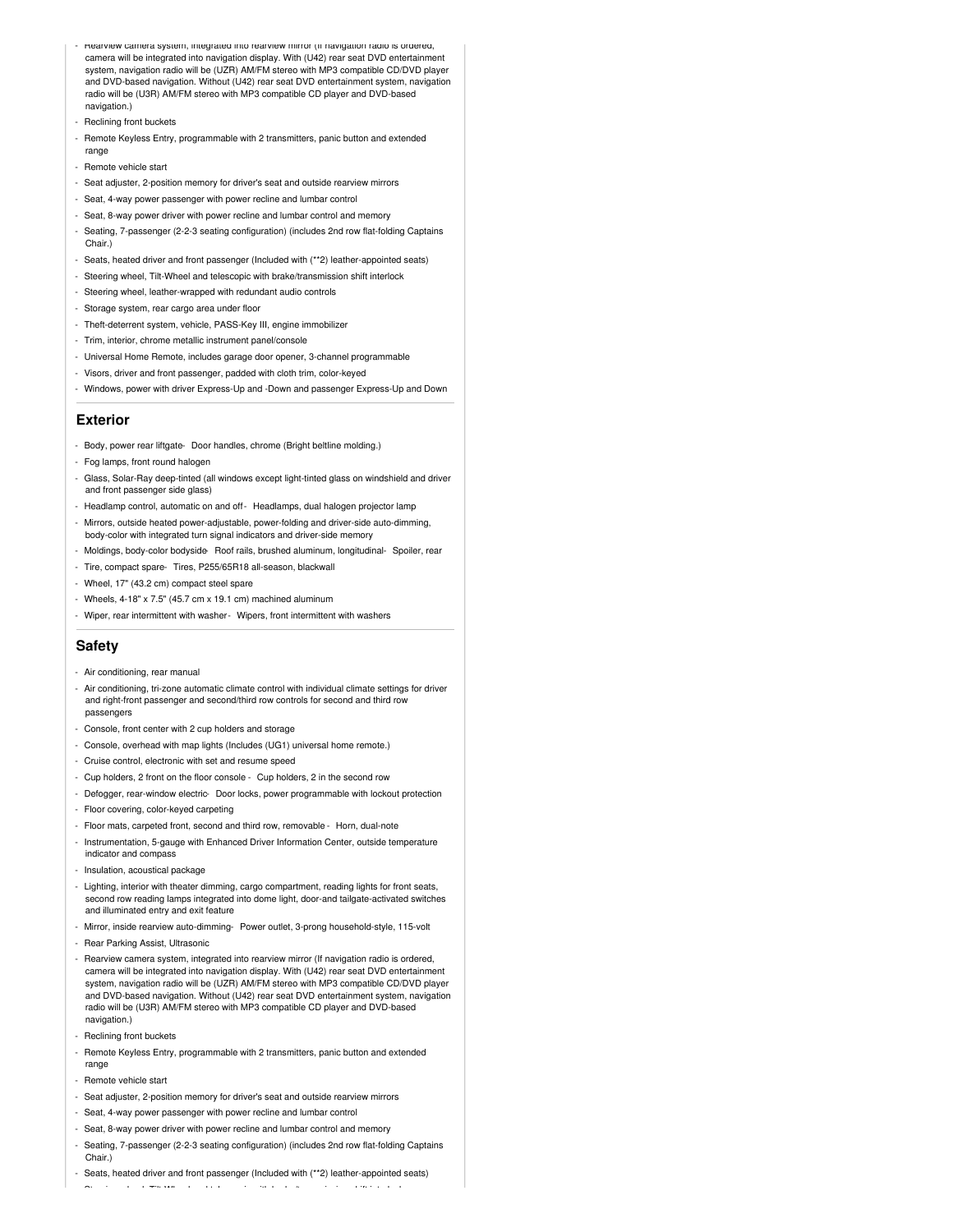- Rearview camera system, integrated into rearview mirror (If navigation radio is ordered, camera will be integrated into navigation display. With (U42) rear seat DVD entertainment system, navigation radio will be (UZR) AM/FM stereo with MP3 compatible CD/DVD player and DVD-based navigation. Without (U42) rear seat DVD entertainment system, navigation radio will be (U3R) AM/FM stereo with MP3 compatible CD player and DVD-based navigation.)
- Reclining front buckets
- Remote Keyless Entry, programmable with 2 transmitters, panic button and extended range
- Remote vehicle start
- Seat adjuster, 2-position memory for driver's seat and outside rearview mirrors
- Seat, 4-way power passenger with power recline and lumbar control
- Seat, 8-way power driver with power recline and lumbar control and memory
- Seating, 7-passenger (2-2-3 seating configuration) (includes 2nd row flat-folding Captains Chair.)
- Seats, heated driver and front passenger (Included with (**2) leather-appointed seats)
- Steering wheel, Tilt-Wheel and telescopic with brake/transmission shift interlock
- Steering wheel, leather-wrapped with redundant audio controls
- Storage system, rear cargo area under floor
- Theft-deterrent system, vehicle, PASS-Key III, engine immobilizer
- Trim, interior, chrome metallic instrument panel/console
- Universal Home Remote, includes garage door opener, 3-channel programmable
- Visors, driver and front passenger, padded with cloth trim, color-keyed
- Windows, power with driver Express-Up and -Down and passenger Express-Up and Down

## Exterior

- Body, power rear liftgate
- Door handles, chrome (Bright beltline molding.)
- Fog lamps, front round halogen
- Glass, Solar-Ray deep-tinted (all windows except light-tinted glass on windshield and driver and front passenger side glass)
- Headlamp control, automatic on and off
- Headlamps, dual halogen projector lamp
- Mirrors, outside heated power-adjustable, power-folding and driver-side auto-dimming, body-color with integrated turn signal indicators and driver-side memory
- Moldings, body-color bodyside
- Roof rails, brushed aluminum, longitudinal
- Spoiler, rear
- Tire, compact spare
- Tires, P255/65R18 all-season, blackwall
- Wheel, 17" (43.2 cm) compact steel spare
- Wheels, 4-18" x 7.5" (45.7 cm x 19.1 cm) machined aluminum
- Wiper, rear intermittent with washer
- Wipers, front intermittent with washers

## Safety

- Air conditioning, rear manual
- Air conditioning, tri-zone automatic climate control with individual climate settings for driver and right-front passenger and second/third row controls for second and third row passengers
- Console, front center with 2 cup holders and storage
- Console, overhead with map lights (Includes (UG1) universal home remote.)
- Cruise control, electronic with set and resume speed
- Cup holders, 2 front on the floor console
- Cup holders, 2 in the second row
- Defogger, rear-window electric
- Door locks, power programmable with lockout protection
- Floor covering, color-keyed carpeting
- Floor mats, carpeted front, second and third row, removable
- Horn, dual-note
- Instrumentation, 5-gauge with Enhanced Driver Information Center, outside temperature indicator and compass
- Insulation, acoustical package
- Lighting, interior with theater dimming, cargo compartment, reading lights for front seats, second row reading lamps integrated into dome light, door-and tailgate-activated switches and illuminated entry and exit feature
- Mirror, inside rearview auto-dimming
- Power outlet, 3-prong household-style, 115-volt
- Rear Parking Assist, Ultrasonic
- Rearview camera system, integrated into rearview mirror (If navigation radio is ordered, camera will be integrated into navigation display. With (U42) rear seat DVD entertainment system, navigation radio will be (UZR) AM/FM stereo with MP3 compatible CD/DVD player and DVD-based navigation. Without (U42) rear seat DVD entertainment system, navigation radio will be (U3R) AM/FM stereo with MP3 compatible CD player and DVD-based navigation.)
- Reclining front buckets
- Remote Keyless Entry, programmable with 2 transmitters, panic button and extended range
- Remote vehicle start
- Seat adjuster, 2-position memory for driver's seat and outside rearview mirrors
- Seat, 4-way power passenger with power recline and lumbar control
- Seat, 8-way power driver with power recline and lumbar control and memory
- Seating, 7-passenger (2-2-3 seating configuration) (includes 2nd row flat-folding Captains Chair.)
- Seats, heated driver and front passenger (Included with (**2) leather-appointed seats)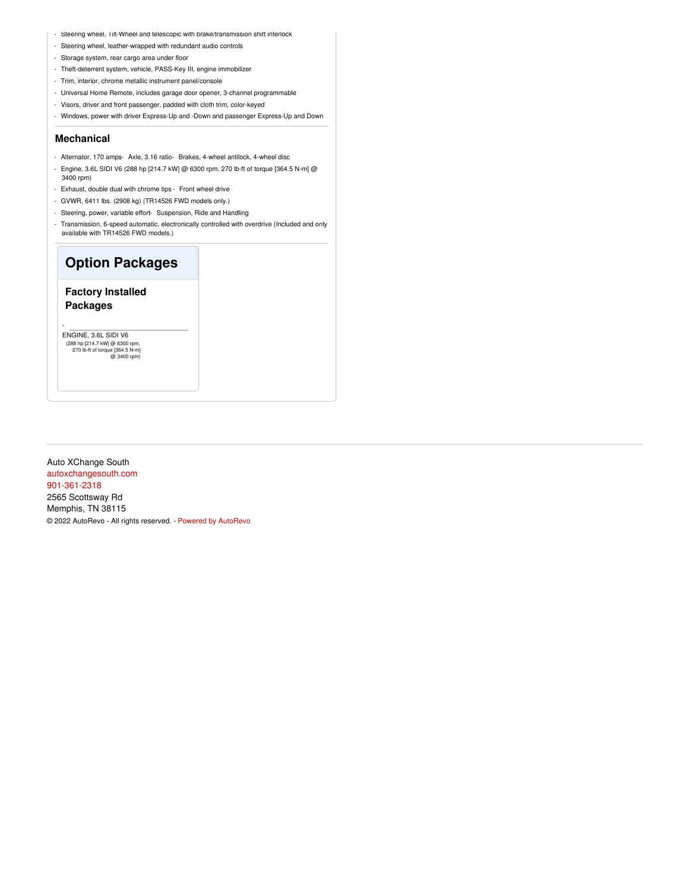- Steering wheel, Tilt-Wheel and telescopic with brake/transmission shift interlock
- Steering wheel, leather-wrapped with redundant audio controls
- Storage system, rear cargo area under floor
- Theft-deterrent system, vehicle, PASS-Key III, engine immobilizer
- Trim, interior, chrome metallic instrument panel/console
- Universal Home Remote, includes garage door opener, 3-channel programmable
- Visors, driver and front passenger, padded with cloth trim, color-keyed
- Windows, power with driver Express-Up and -Down and passenger Express-Up and Down

## Mechanical

- Alternator, 170 amps
- Axle, 3.16 ratio
- Brakes, 4-wheel antilock, 4-wheel disc
- Engine, 3.6L SIDI V6 (288 hp [214.7 kW] @ 6300 rpm, 270 lb-ft of torque [364.5 N-m] @ 3400 rpm)
- Exhaust, double dual with chrome tips
- Front wheel drive
- GVWR, 6411 lbs. (2908 kg) (TR14526 FWD models only.)
- Steering, power, variable effort
- Suspension, Ride and Handling
- Transmission, 6-speed automatic, electronically controlled with overdrive (Included and only available with TR14526 FWD models.)

# Option Packages

## Factory Installed Packages

-

ENGINE, 3.6L SIDI V6
(288 hp [214.7 kW] @ 6300 rpm, 270 lb-ft of torque [364.5 N-m] @ 3400 rpm)

Auto XChange South
autoxchangesouth.com
901-361-2318
2565 Scottsway Rd
Memphis, TN 38115
© 2022 AutoRevo - All rights reserved. - Powered by AutoRevo